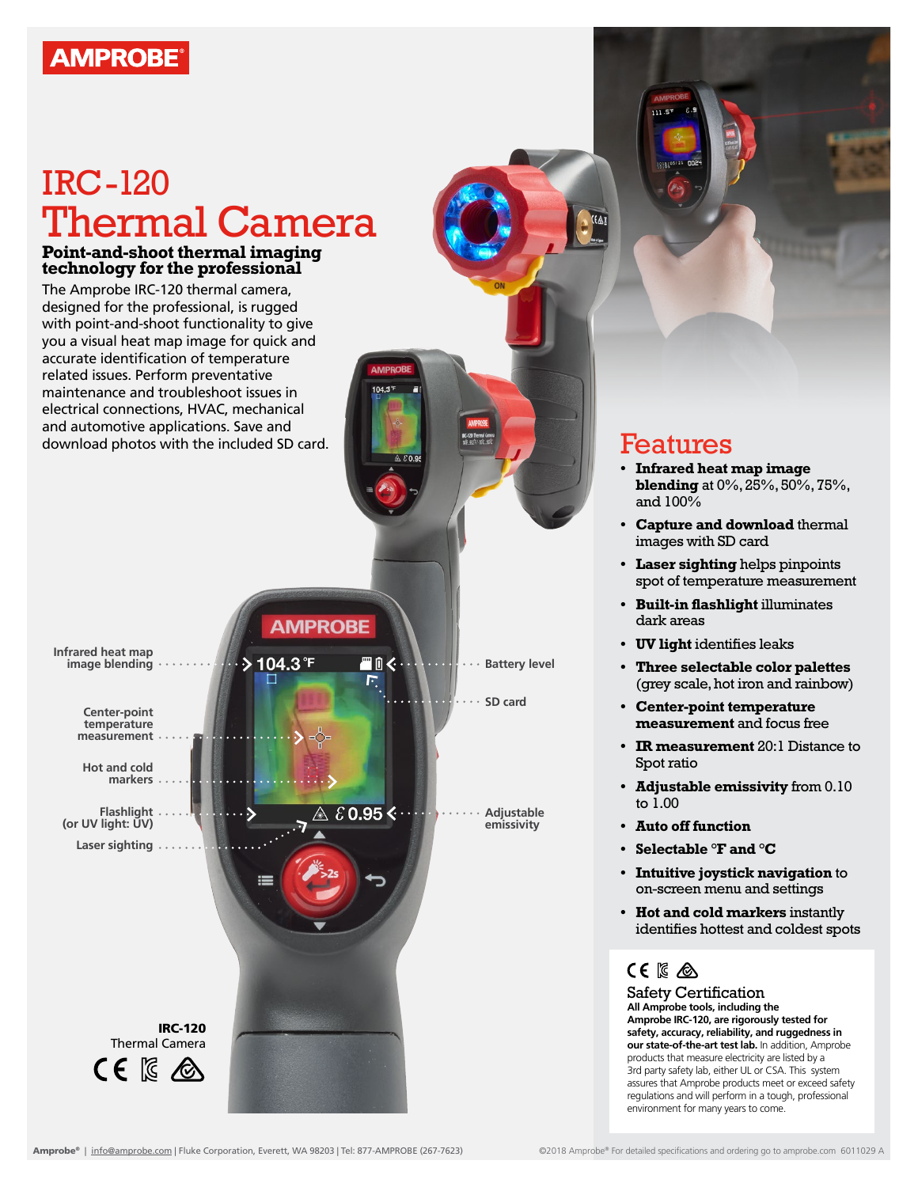AMPROBE

# IRC-120 Thermal Camera

## Point-and-shoot thermal imaging technology for the professional

The Amprobe IRC-120 thermal camera, designed for the professional, is rugged with point-and-shoot functionality to give you a visual heat map image for quick and accurate identification of temperature related issues. Perform preventative maintenance and troubleshoot issues in electrical connections, HVAC, mechanical and automotive applications. Save and download photos with the included SD card.

- Infrared heat map image blending
- Center-point temperature measurement
- Hot and cold markers
- Flashlight (or UV light: UV)
- Laser sighting
- Battery level
- SD card
- Adjustable emissivity

**IRC-120**
Thermal Camera

## Features

- **Infrared heat map image blending** at 0%, 25%, 50%, 75%, and 100%
- **Capture and download** thermal images with SD card
- **Laser sighting** helps pinpoints spot of temperature measurement
- **Built-in flashlight** illuminates dark areas
- **UV light** identifies leaks
- **Three selectable color palettes** (grey scale, hot iron and rainbow)
- **Center-point temperature measurement** and focus free
- **IR measurement** 20:1 Distance to Spot ratio
- **Adjustable emissivity** from 0.10 to 1.00
- **Auto off function**
- **Selectable °F and °C**
- **Intuitive joystick navigation** to on-screen menu and settings
- **Hot and cold markers** instantly identifies hottest and coldest spots

### Safety Certification

**All Amprobe tools, including the Amprobe IRC-120, are rigorously tested for safety, accuracy, reliability, and ruggedness in our state-of-the-art test lab.** In addition, Amprobe products that measure electricity are listed by a 3rd party safety lab, either UL or CSA. This system assures that Amprobe products meet or exceed safety regulations and will perform in a tough, professional environment for many years to come.

Amprobe® | info@amprobe.com | Fluke Corporation, Everett, WA 98203 | Tel: 877-AMPROBE (267-7623)

©2018 Amprobe® For detailed specifications and ordering go to amprobe.com 6011029 A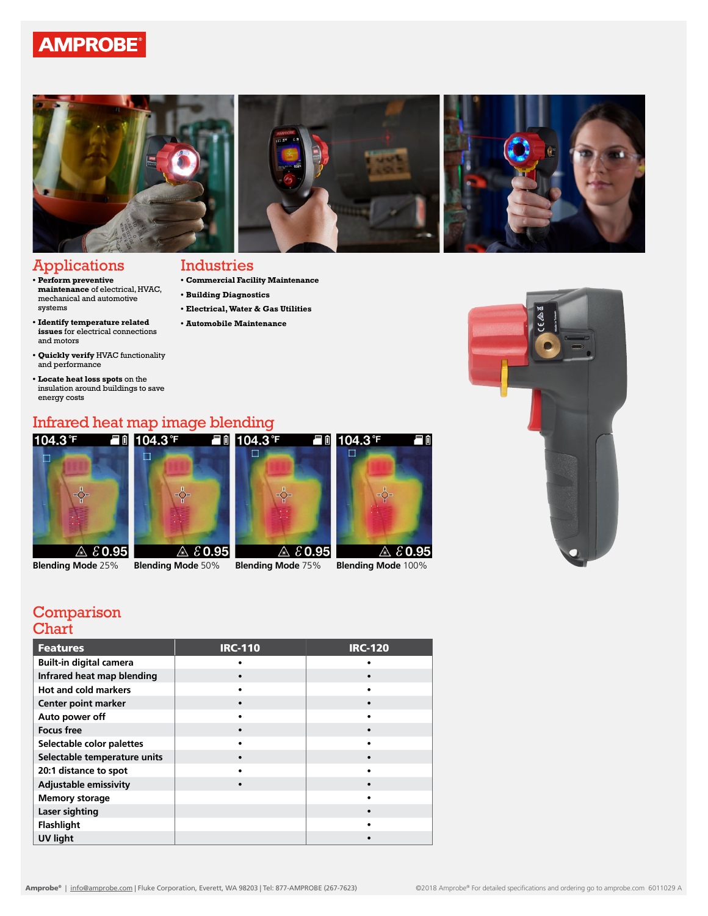## Applications

- **Perform preventive maintenance** of electrical, HVAC, mechanical and automotive systems
- **Identify temperature related issues** for electrical connections and motors
- **Quickly verify** HVAC functionality and performance
- **Locate heat loss spots** on the insulation around buildings to save energy costs

## Industries

- **Commercial Facility Maintenance**
- **Building Diagnostics**
- **Electrical, Water & Gas Utilities**
- **Automobile Maintenance**

## Infrared heat map image blending

**Blending Mode** 25% | **Blending Mode** 50% | **Blending Mode** 75% | **Blending Mode** 100%

## Comparison Chart

| Features | IRC-110 | IRC-120 |
|---|---|---|
| Built-in digital camera | • | • |
| Infrared heat map blending | • | • |
| Hot and cold markers | • | • |
| Center point marker | • | • |
| Auto power off | • | • |
| Focus free | • | • |
| Selectable color palettes | • | • |
| Selectable temperature units | • | • |
| 20:1 distance to spot | • | • |
| Adjustable emissivity | • | • |
| Memory storage | | • |
| Laser sighting | | • |
| Flashlight | | • |
| UV light | | • |

Amprobe® | info@amprobe.com | Fluke Corporation, Everett, WA 98203 | Tel: 877-AMPROBE (267-7623)

©2018 Amprobe® For detailed specifications and ordering go to amprobe.com 6011029 A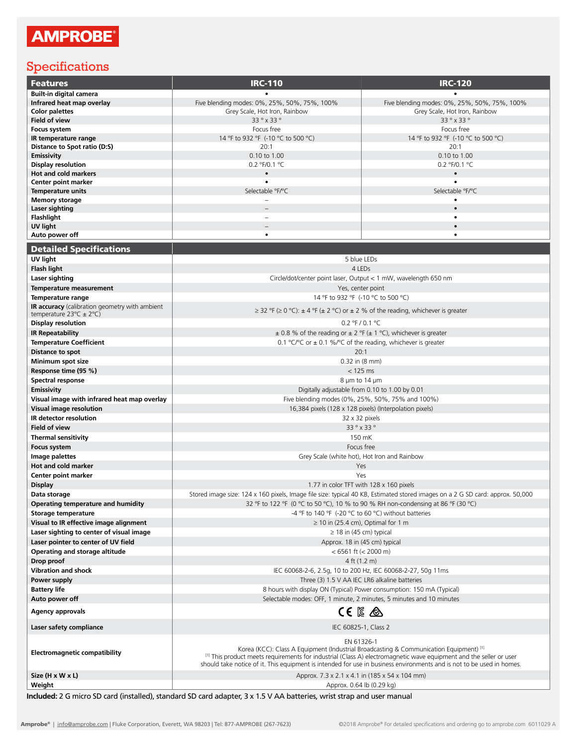AMPROBE®

# Specifications

| Features | IRC-110 | IRC-120 |
|---|---|---|
| Built-in digital camera | • | • |
| Infrared heat map overlay | Five blending modes: 0%, 25%, 50%, 75%, 100% | Five blending modes: 0%, 25%, 50%, 75%, 100% |
| Color palettes | Grey Scale, Hot Iron, Rainbow | Grey Scale, Hot Iron, Rainbow |
| Field of view | 33 ° x 33 ° | 33 ° x 33 ° |
| Focus system | Focus free | Focus free |
| IR temperature range | 14 °F to 932 °F (-10 °C to 500 °C) | 14 °F to 932 °F (-10 °C to 500 °C) |
| Distance to Spot ratio (D:S) | 20:1 | 20:1 |
| Emissivity | 0.10 to 1.00 | 0.10 to 1.00 |
| Display resolution | 0.2 °F/0.1 °C | 0.2 °F/0.1 °C |
| Hot and cold markers | • | • |
| Center point marker | • | • |
| Temperature units | Selectable °F/°C | Selectable °F/°C |
| Memory storage | – | • |
| Laser sighting | – | • |
| Flashlight | – | • |
| UV light | – | • |
| Auto power off | • | • |

| Detailed Specifications | |
|---|---|
| UV light | 5 blue LEDs |
| Flash light | 4 LEDs |
| Laser sighting | Circle/dot/center point laser, Output < 1 mW, wavelength 650 nm |
| Temperature measurement | Yes, center point |
| Temperature range | 14 °F to 932 °F (-10 °C to 500 °C) |
| IR accuracy (calibration geometry with ambient temperature 23°C ± 2°C) | ≥ 32 °F (≥ 0 °C): ± 4 °F (± 2 °C) or ± 2 % of the reading, whichever is greater |
| Display resolution | 0.2 °F / 0.1 °C |
| IR Repeatability | ± 0.8 % of the reading or ± 2 °F (± 1 °C), whichever is greater |
| Temperature Coefficient | 0.1 °C/°C or ± 0.1 %/°C of the reading, whichever is greater |
| Distance to spot | 20:1 |
| Minimum spot size | 0.32 in (8 mm) |
| Response time (95 %) | < 125 ms |
| Spectral response | 8 µm to 14 µm |
| Emissivity | Digitally adjustable from 0.10 to 1.00 by 0.01 |
| Visual image with infrared heat map overlay | Five blending modes (0%, 25%, 50%, 75% and 100%) |
| Visual image resolution | 16,384 pixels (128 x 128 pixels) (Interpolation pixels) |
| IR detector resolution | 32 x 32 pixels |
| Field of view | 33 ° x 33 ° |
| Thermal sensitivity | 150 mK |
| Focus system | Focus free |
| Image palettes | Grey Scale (white hot), Hot Iron and Rainbow |
| Hot and cold marker | Yes |
| Center point marker | Yes |
| Display | 1.77 in color TFT with 128 x 160 pixels |
| Data storage | Stored image size: 124 x 160 pixels, Image file size: typical 40 KB, Estimated stored images on a 2 G SD card: approx. 50,000 |
| Operating temperature and humidity | 32 °F to 122 °F (0 °C to 50 °C), 10 % to 90 % RH non-condensing at 86 °F (30 °C) |
| Storage temperature | -4 °F to 140 °F (-20 °C to 60 °C) without batteries |
| Visual to IR effective image alignment | ≥ 10 in (25.4 cm), Optimal for 1 m |
| Laser sighting to center of visual image | ≥ 18 in (45 cm) typical |
| Laser pointer to center of UV field | Approx. 18 in (45 cm) typical |
| Operating and storage altitude | < 6561 ft (< 2000 m) |
| Drop proof | 4 ft (1.2 m) |
| Vibration and shock | IEC 60068-2-6, 2.5g, 10 to 200 Hz, IEC 60068-2-27, 50g 11ms |
| Power supply | Three (3) 1.5 V AA IEC LR6 alkaline batteries |
| Battery life | 8 hours with display ON (Typical) Power consumption: 150 mA (Typical) |
| Auto power off | Selectable modes: OFF, 1 minute, 2 minutes, 5 minutes and 10 minutes |
| Agency approvals | CE |
| Laser safety compliance | IEC 60825-1, Class 2 |
| Electromagnetic compatibility | EN 61326-1<br>Korea (KCC): Class A Equipment (Industrial Broadcasting & Communication Equipment) [1]<br>[1] This product meets requirements for industrial (Class A) electromagnetic wave equipment and the seller or user should take notice of it. This equipment is intended for use in business environments and is not to be used in homes. |
| Size (H x W x L) | Approx. 7.3 x 2.1 x 4.1 in (185 x 54 x 104 mm) |
| Weight | Approx. 0.64 lb (0.29 kg) |

**Included:** 2 G micro SD card (installed), standard SD card adapter, 3 x 1.5 V AA batteries, wrist strap and user manual

Amprobe® | info@amprobe.com | Fluke Corporation, Everett, WA 98203 | Tel: 877-AMPROBE (267-7623)

©2018 Amprobe® For detailed specifications and ordering go to amprobe.com 6011029 A